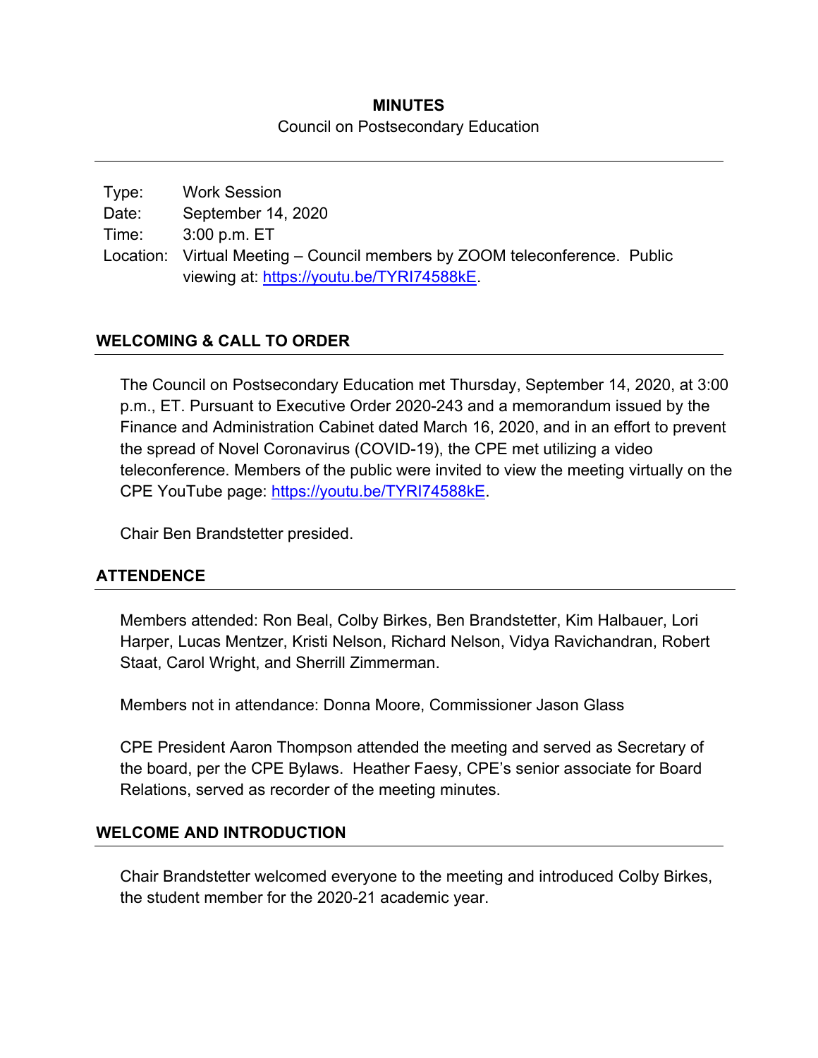# MINUTES

Council on Postsecondary Education

---

Type: Work Session
Date: September 14, 2020
Time: 3:00 p.m. ET
Location: Virtual Meeting – Council members by ZOOM teleconference. Public viewing at: https://youtu.be/TYRI74588kE.

## WELCOMING & CALL TO ORDER

The Council on Postsecondary Education met Thursday, September 14, 2020, at 3:00 p.m., ET. Pursuant to Executive Order 2020-243 and a memorandum issued by the Finance and Administration Cabinet dated March 16, 2020, and in an effort to prevent the spread of Novel Coronavirus (COVID-19), the CPE met utilizing a video teleconference. Members of the public were invited to view the meeting virtually on the CPE YouTube page: https://youtu.be/TYRI74588kE.

Chair Ben Brandstetter presided.

## ATTENDENCE

Members attended: Ron Beal, Colby Birkes, Ben Brandstetter, Kim Halbauer, Lori Harper, Lucas Mentzer, Kristi Nelson, Richard Nelson, Vidya Ravichandran, Robert Staat, Carol Wright, and Sherrill Zimmerman.

Members not in attendance: Donna Moore, Commissioner Jason Glass

CPE President Aaron Thompson attended the meeting and served as Secretary of the board, per the CPE Bylaws. Heather Faesy, CPE's senior associate for Board Relations, served as recorder of the meeting minutes.

## WELCOME AND INTRODUCTION

Chair Brandstetter welcomed everyone to the meeting and introduced Colby Birkes, the student member for the 2020-21 academic year.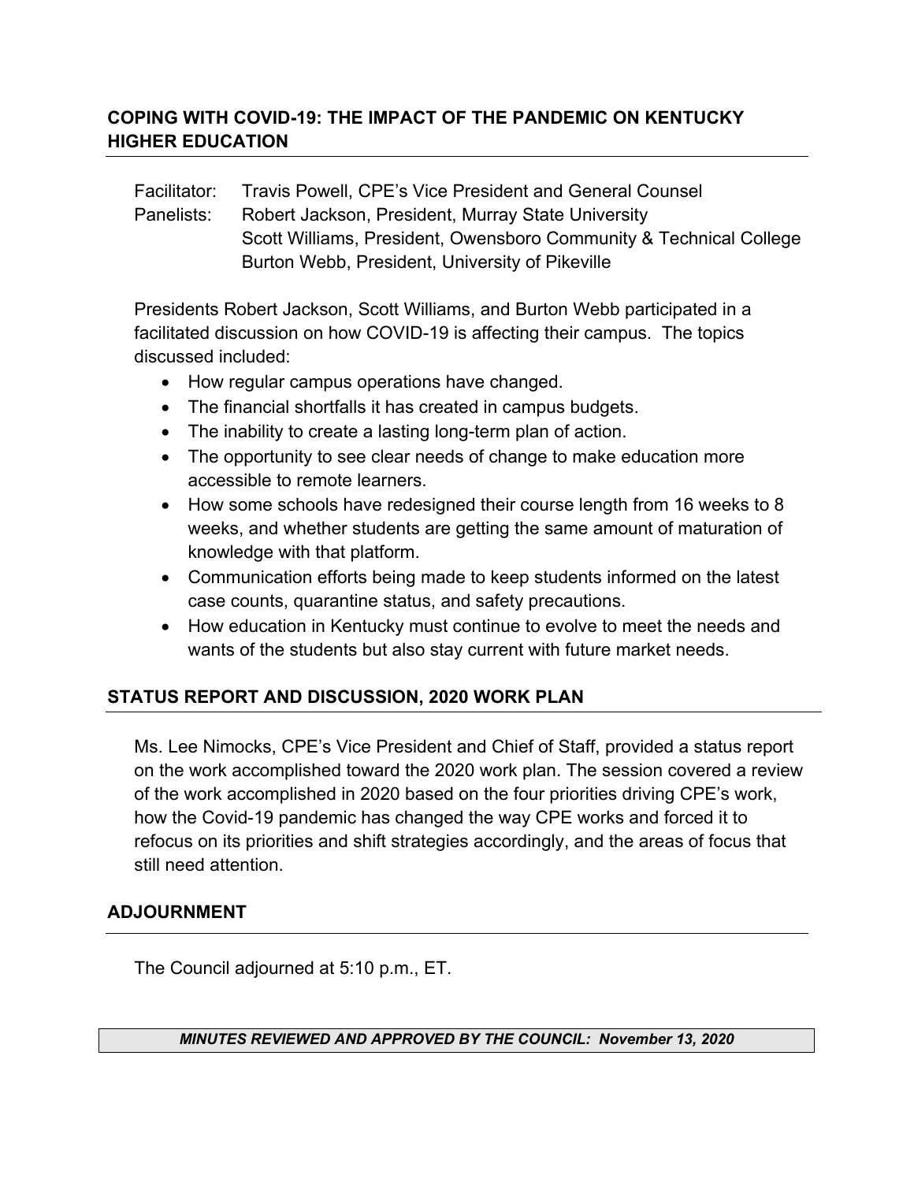## COPING WITH COVID-19: THE IMPACT OF THE PANDEMIC ON KENTUCKY HIGHER EDUCATION

Facilitator: Travis Powell, CPE's Vice President and General Counsel
Panelists: Robert Jackson, President, Murray State University
Scott Williams, President, Owensboro Community & Technical College
Burton Webb, President, University of Pikeville

Presidents Robert Jackson, Scott Williams, and Burton Webb participated in a facilitated discussion on how COVID-19 is affecting their campus. The topics discussed included:

- How regular campus operations have changed.
- The financial shortfalls it has created in campus budgets.
- The inability to create a lasting long-term plan of action.
- The opportunity to see clear needs of change to make education more accessible to remote learners.
- How some schools have redesigned their course length from 16 weeks to 8 weeks, and whether students are getting the same amount of maturation of knowledge with that platform.
- Communication efforts being made to keep students informed on the latest case counts, quarantine status, and safety precautions.
- How education in Kentucky must continue to evolve to meet the needs and wants of the students but also stay current with future market needs.

## STATUS REPORT AND DISCUSSION, 2020 WORK PLAN

Ms. Lee Nimocks, CPE's Vice President and Chief of Staff, provided a status report on the work accomplished toward the 2020 work plan. The session covered a review of the work accomplished in 2020 based on the four priorities driving CPE's work, how the Covid-19 pandemic has changed the way CPE works and forced it to refocus on its priorities and shift strategies accordingly, and the areas of focus that still need attention.

## ADJOURNMENT

The Council adjourned at 5:10 p.m., ET.

***MINUTES REVIEWED AND APPROVED BY THE COUNCIL: November 13, 2020***